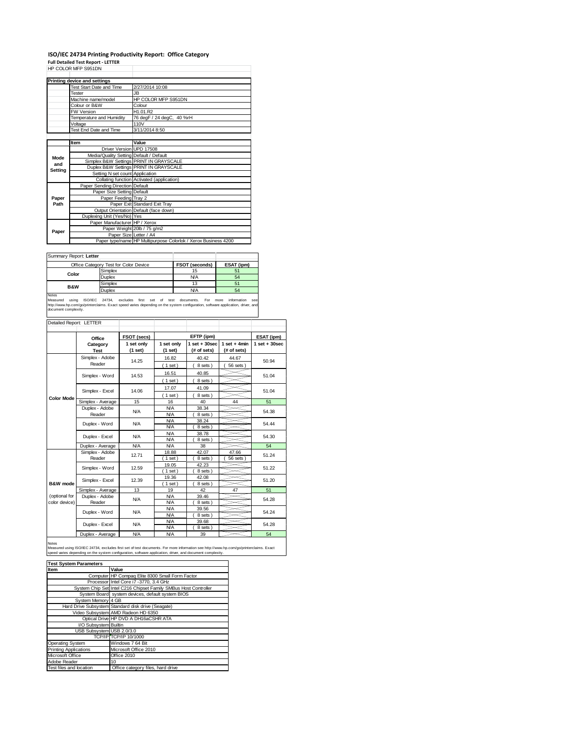# ISO/IEC 24734 Printing Productivity Report: Office Category

**Full Detailed Test Report - LETTER**

HP COLOR MFP S951DN

| Printing device and settings | |
|---|---|
| Test Start Date and Time | 2/27/2014 10:08 |
| Tester | JB |
| Machine name/model | HP COLOR MFP S951DN |
| Colour or B&W | Colour |
| FW Version | H1.01.R2 |
| Temperature and Humidity | 76 degF / 24 degC, 40 %rH |
| Voltage | 110V |
| Test End Date and Time | 3/11/2014 8:50 |

| | Item | Value |
|---|---|---|
| Mode and Setting | Driver Version | UPD 17508 |
| | Media/Quality Setting | Default / Default |
| | Simplex B&W Settings | PRINT IN GRAYSCALE |
| | Duplex B&W Settings | PRINT IN GRAYSCALE |
| | Setting N set count | Application |
| | Collating function | Activated (application) |
| Paper Path | Paper Sending Direction | Default |
| | Paper Size Setting | Default |
| | Paper Feeding | Tray 2 |
| | Paper Exit | Standard Exit Tray |
| | Output Orientation | Default (face down) |
| | Duplexing Unit (Yes/No) | Yes |
| Paper | Paper Manufacturer | HP / Xerox |
| | Paper Weight | 20lb / 75 g/m2 |
| | Paper Size | Letter / A4 |
| | Paper type/name | HP Multipurpose Colorlok / Xerox Business 4200 |

Summary Report: **Letter**

| Office Category Test for Color Device | | FSOT (seconds) | ESAT (ipm) |
|---|---|---|---|
| Color | Simplex | 15 | 51 |
| | Duplex | N/A | 54 |
| B&W | Simplex | 13 | 51 |
| | Duplex | N/A | 54 |

Notes
Measured using ISO/IEC 24734, excludes first set of test documents. For more information see http://www.hp.com/go/printerclaims. Exact speed varies depending on the system configuration, software application, driver, and document complexity.

Detailed Report: LETTER

| | Office Category Test | FSOT (secs) 1 set only (1 set) | EFTP (ipm) 1 set only (1 set) | EFTP (ipm) 1 set + 30sec (# of sets) | EFTP (ipm) 1 set + 4min (# of sets) | ESAT (ipm) 1 set + 30sec |
|---|---|---|---|---|---|---|
| Color Mode | Simplex - Adobe Reader | 14.25 | 16.82 (1 set) | 40.42 (8 sets) | 44.67 (56 sets) | 50.94 |
| | Simplex - Word | 14.53 | 16.51 (1 set) | 40.85 (8 sets) | | 51.04 |
| | Simplex - Excel | 14.06 | 17.07 (1 set) | 41.09 (8 sets) | | 51.04 |
| | Simplex - Average | 15 | 16 | 40 | 44 | 51 |
| | Duplex - Adobe Reader | N/A | N/A N/A | 38.34 (8 sets) | | 54.38 |
| | Duplex - Word | N/A | N/A N/A | 38.24 (8 sets) | | 54.44 |
| | Duplex - Excel | N/A | N/A N/A | 38.78 (8 sets) | | 54.30 |
| | Duplex - Average | N/A | N/A | 38 | | 54 |
| B&W mode (optional for color device) | Simplex - Adobe Reader | 12.71 | 18.88 (1 set) | 42.07 (8 sets) | 47.66 (56 sets) | 51.24 |
| | Simplex - Word | 12.59 | 19.05 (1 set) | 42.23 (8 sets) | | 51.22 |
| | Simplex - Excel | 12.39 | 19.36 (1 set) | 42.08 (8 sets) | | 51.20 |
| | Simplex - Average | 13 | 19 | 42 | 47 | 51 |
| | Duplex - Adobe Reader | N/A | N/A N/A | 39.46 (8 sets) | | 54.28 |
| | Duplex - Word | N/A | N/A N/A | 39.56 (8 sets) | | 54.24 |
| | Duplex - Excel | N/A | N/A N/A | 39.68 (8 sets) | | 54.28 |
| | Duplex - Average | N/A | N/A | 39 | | 54 |

Notes
Measured using ISO/IEC 24734, excludes first set of test documents. For more information see http://www.hp.com/go/printerclaims. Exact speed varies depending on the system configuration, software application, driver, and document complexity.

| Test System Parameters | |
|---|---|
| **Item** | **Value** |
| Computer | HP Compaq Elite 8300 Small Form Factor |
| Processor | Intel Core i7 -3770, 3.4 GHz |
| System Chip Set | Intel C216 Chipset Family SMBus Host Controller |
| System Board | system devices, default system BIOS |
| System Memory | 4 GB |
| Hard Drive Subsystem | Standard disk drive (Seagate) |
| Video Subsystem | AMD Radeon HD 6350 |
| Optical Drive | HP DVD A DH16aCSHR ATA |
| I/O Subsystem | Builtin |
| USB Subsystem | USB 2.0/3.0 |
| TCP/IP | TCP/IP 10/1000 |
| Operating System | Windows 7 64 Bit |
| Printing Applications | Microsoft Office 2010 |
| Microsoft Office | Office 2010 |
| Adobe Reader | 10 |
| Test files and location | Office category files, hard drive |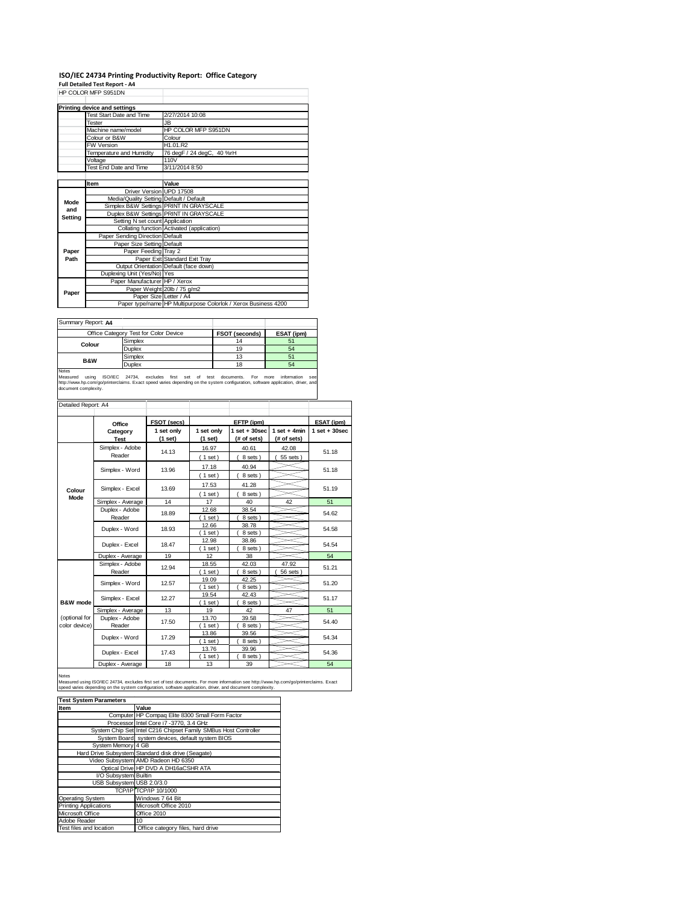## ISO/IEC 24734 Printing Productivity Report: Office Category

**Full Detailed Test Report - A4**

HP COLOR MFP S951DN

| Printing device and settings | |
|---|---|
| Test Start Date and Time | 2/27/2014 10:08 |
| Tester | JB |
| Machine name/model | HP COLOR MFP S951DN |
| Colour or B&W | Colour |
| FW Version | H1.01.R2 |
| Temperature and Humidity | 76 degF / 24 degC, 40 %rH |
| Voltage | 110V |
| Test End Date and Time | 3/11/2014 8:50 |

| | Item | Value |
|---|---|---|
| Mode and Setting | Driver Version | UPD 17508 |
| | Media/Quality Setting | Default / Default |
| | Simplex B&W Settings | PRINT IN GRAYSCALE |
| | Duplex B&W Settings | PRINT IN GRAYSCALE |
| | Setting N set count | Application |
| | Collating function | Activated (application) |
| Paper Path | Paper Sending Direction | Default |
| | Paper Size Setting | Default |
| | Paper Feeding | Tray 2 |
| | Paper Exit | Standard Exit Tray |
| | Output Orientation | Default (face down) |
| | Duplexing Unit (Yes/No) | Yes |
| Paper | Paper Manufacturer | HP / Xerox |
| | Paper Weight | 20lb / 75 g/m2 |
| | Paper Size | Letter / A4 |
| | Paper type/name | HP Multipurpose Colorlok / Xerox Business 4200 |

Summary Report: **A4**

| Office Category Test for Color Device | | FSOT (seconds) | ESAT (ipm) |
|---|---|---|---|
| Colour | Simplex | 14 | 51 |
| | Duplex | 19 | 54 |
| B&W | Simplex | 13 | 51 |
| | Duplex | 18 | 54 |

Notes
Measured using ISO/IEC 24734, excludes first set of test documents. For more information see http://www.hp.com/go/printerclaims. Exact speed varies depending on the system configuration, software application, driver, and document complexity.

Detailed Report: A4

| | Office Category Test | FSOT (secs) 1 set only (1 set) | EFTP (ipm) 1 set only (1 set) | EFTP (ipm) 1 set + 30sec (# of sets) | EFTP (ipm) 1 set + 4min (# of sets) | ESAT (ipm) 1 set + 30sec |
|---|---|---|---|---|---|---|
| Colour Mode | Simplex - Adobe Reader | 14.13 | 16.97 (1 set) | 40.61 (8 sets) | 42.08 (55 sets) | 51.18 |
| | Simplex - Word | 13.96 | 17.18 (1 set) | 40.94 (8 sets) | | 51.18 |
| | Simplex - Excel | 13.69 | 17.53 (1 set) | 41.28 (8 sets) | | 51.19 |
| | Simplex - Average | 14 | 17 | 40 | 42 | 51 |
| | Duplex - Adobe Reader | 18.89 | 12.68 (1 set) | 38.54 (8 sets) | | 54.62 |
| | Duplex - Word | 18.93 | 12.66 (1 set) | 38.78 (8 sets) | | 54.58 |
| | Duplex - Excel | 18.47 | 12.98 (1 set) | 38.86 (8 sets) | | 54.54 |
| | Duplex - Average | 19 | 12 | 38 | | 54 |
| B&W mode (optional for color device) | Simplex - Adobe Reader | 12.94 | 18.55 (1 set) | 42.03 (8 sets) | 47.92 (56 sets) | 51.21 |
| | Simplex - Word | 12.57 | 19.09 (1 set) | 42.25 (8 sets) | | 51.20 |
| | Simplex - Excel | 12.27 | 19.54 (1 set) | 42.43 (8 sets) | | 51.17 |
| | Simplex - Average | 13 | 19 | 42 | 47 | 51 |
| | Duplex - Adobe Reader | 17.50 | 13.70 (1 set) | 39.58 (8 sets) | | 54.40 |
| | Duplex - Word | 17.29 | 13.86 (1 set) | 39.56 (8 sets) | | 54.34 |
| | Duplex - Excel | 17.43 | 13.76 (1 set) | 39.96 (8 sets) | | 54.36 |
| | Duplex - Average | 18 | 13 | 39 | | 54 |

Notes
Measured using ISO/IEC 24734, excludes first set of test documents. For more information see http://www.hp.com/go/printerclaims. Exact speed varies depending on the system configuration, software application, driver, and document complexity.

| Test System Parameters | |
|---|---|
| **Item** | **Value** |
| Computer | HP Compaq Elite 8300 Small Form Factor |
| Processor | Intel Core i7 -3770, 3.4 GHz |
| System Chip Set | Intel C216 Chipset Family SMBus Host Controller |
| System Board | system devices, default system BIOS |
| System Memory | 4 GB |
| Hard Drive Subsystem | Standard disk drive (Seagate) |
| Video Subsystem | AMD Radeon HD 6350 |
| Optical Drive | HP DVD A DH16aCSHR ATA |
| I/O Subsystem | Builtin |
| USB Subsystem | USB 2.0/3.0 |
| TCP/IP | TCP/IP 10/1000 |
| Operating System | Windows 7 64 Bit |
| Printing Applications | Microsoft Office 2010 |
| Microsoft Office | Office 2010 |
| Adobe Reader | 10 |
| Test files and location | Office category files, hard drive |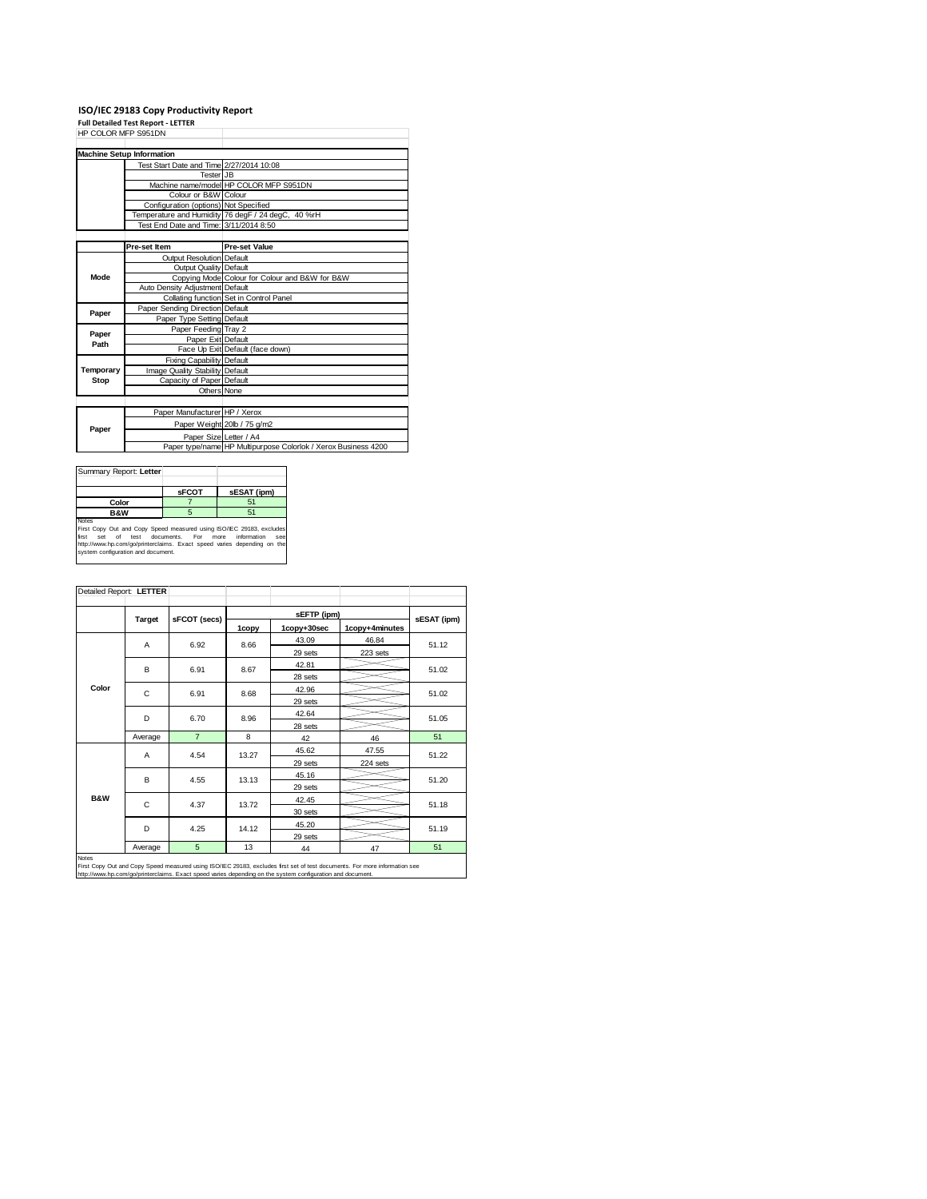# ISO/IEC 29183 Copy Productivity Report

**Full Detailed Test Report - LETTER**

HP COLOR MFP S951DN

| Machine Setup Information | | |
|---|---|---|
| | Test Start Date and Time | 2/27/2014 10:08 |
| | Tester | JB |
| | Machine name/model | HP COLOR MFP S951DN |
| | Colour or B&W | Colour |
| | Configuration (options) | Not Specified |
| | Temperature and Humidity | 76 degF / 24 degC, 40 %rH |
| | Test End Date and Time: | 3/11/2014 8:50 |

| | Pre-set Item | Pre-set Value |
|---|---|---|
| Mode | Output Resolution | Default |
| | Output Quality | Default |
| | Copying Mode | Colour for Colour and B&W for B&W |
| | Auto Density Adjustment | Default |
| | Collating function | Set in Control Panel |
| Paper | Paper Sending Direction | Default |
| | Paper Type Setting | Default |
| Paper Path | Paper Feeding | Tray 2 |
| | Paper Exit | Default |
| | Face Up Exit | Default (face down) |
| Temporary Stop | Fixing Capability | Default |
| | Image Quality Stability | Default |
| | Capacity of Paper | Default |
| | Others | None |

| | | |
|---|---|---|
| Paper | Paper Manufacturer | HP / Xerox |
| | Paper Weight | 20lb / 75 g/m2 |
| | Paper Size | Letter / A4 |
| | Paper type/name | HP Multipurpose Colorlok / Xerox Business 4200 |

Summary Report: **Letter**

| | sFCOT | sESAT (ipm) |
|---|---|---|
| Color | 7 | 51 |
| B&W | 5 | 51 |

Notes

First Copy Out and Copy Speed measured using ISO/IEC 29183, excludes first set of test documents. For more information see http://www.hp.com/go/printerclaims. Exact speed varies depending on the system configuration and document.

Detailed Report: **LETTER**

| | Target | sFCOT (secs) | sEFTP (ipm) 1copy | sEFTP (ipm) 1copy+30sec | sEFTP (ipm) 1copy+4minutes | sESAT (ipm) |
|---|---|---|---|---|---|---|
| Color | A | 6.92 | 8.66 | 43.09 | 46.84 | 51.12 |
| | | | | 29 sets | 223 sets | |
| | B | 6.91 | 8.67 | 42.81 | | 51.02 |
| | | | | 28 sets | | |
| | C | 6.91 | 8.68 | 42.96 | | 51.02 |
| | | | | 29 sets | | |
| | D | 6.70 | 8.96 | 42.64 | | 51.05 |
| | | | | 28 sets | | |
| | Average | 7 | 8 | 42 | 46 | 51 |
| B&W | A | 4.54 | 13.27 | 45.62 | 47.55 | 51.22 |
| | | | | 29 sets | 224 sets | |
| | B | 4.55 | 13.13 | 45.16 | | 51.20 |
| | | | | 29 sets | | |
| | C | 4.37 | 13.72 | 42.45 | | 51.18 |
| | | | | 30 sets | | |
| | D | 4.25 | 14.12 | 45.20 | | 51.19 |
| | | | | 29 sets | | |
| | Average | 5 | 13 | 44 | 47 | 51 |

Notes

First Copy Out and Copy Speed measured using ISO/IEC 29183, excludes first set of test documents. For more information see http://www.hp.com/go/printerclaims. Exact speed varies depending on the system configuration and document.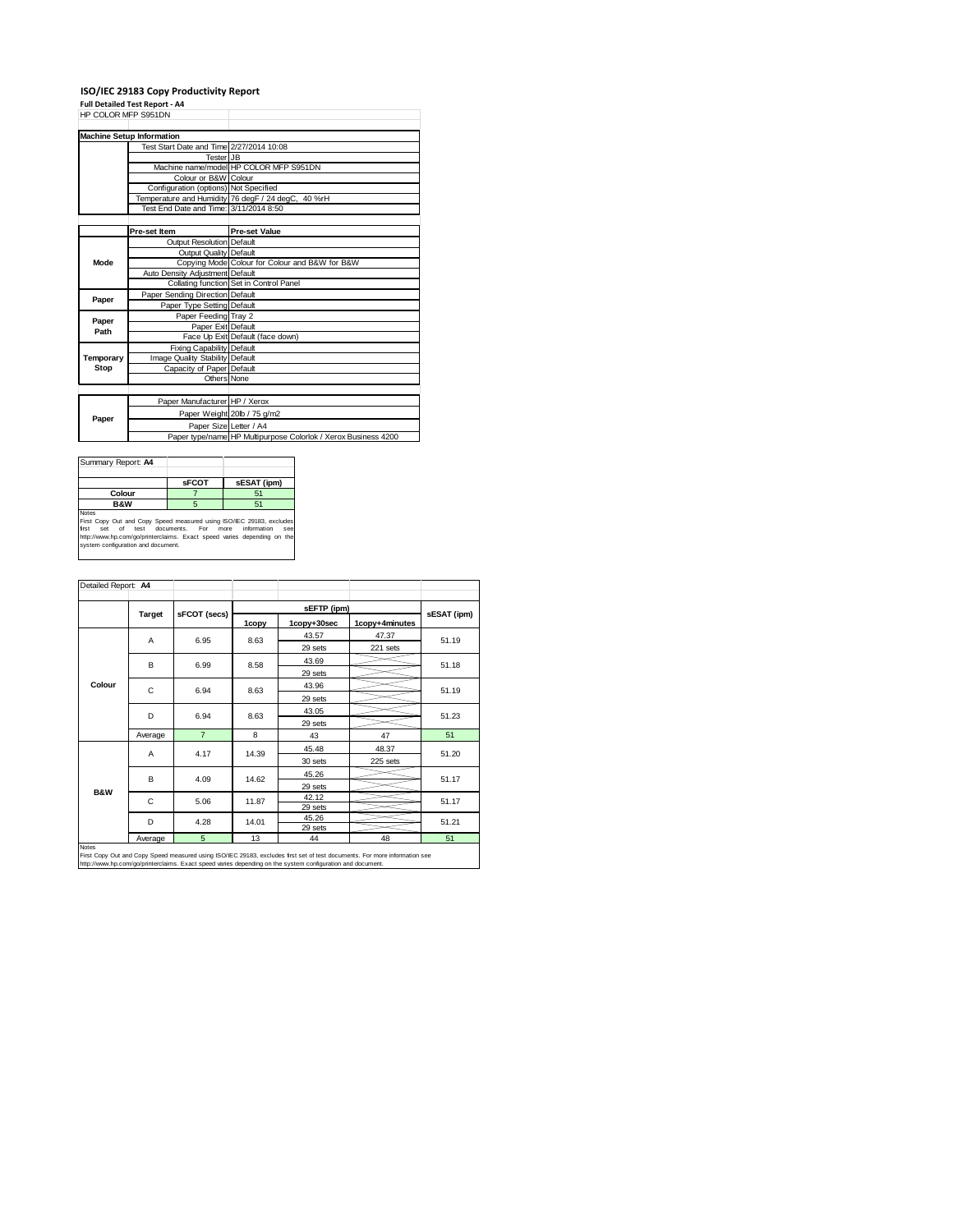# ISO/IEC 29183 Copy Productivity Report

**Full Detailed Test Report - A4**

HP COLOR MFP S951DN

| | | |
|---|---|---|
| **Machine Setup Information** | | |
| | Test Start Date and Time | 2/27/2014 10:08 |
| | Tester | JB |
| | Machine name/model | HP COLOR MFP S951DN |
| | Colour or B&W | Colour |
| | Configuration (options) | Not Specified |
| | Temperature and Humidity | 76 degF / 24 degC, 40 %rH |
| | Test End Date and Time: | 3/11/2014 8:50 |

| | Pre-set Item | Pre-set Value |
|---|---|---|
| **Mode** | Output Resolution | Default |
| | Output Quality | Default |
| | Copying Mode | Colour for Colour and B&W for B&W |
| | Auto Density Adjustment | Default |
| | Collating function | Set in Control Panel |
| **Paper** | Paper Sending Direction | Default |
| | Paper Type Setting | Default |
| **Paper Path** | Paper Feeding | Tray 2 |
| | Paper Exit | Default |
| | Face Up Exit | Default (face down) |
| **Temporary Stop** | Fixing Capability | Default |
| | Image Quality Stability | Default |
| | Capacity of Paper | Default |
| | Others | None |

| | | |
|---|---|---|
| **Paper** | Paper Manufacturer | HP / Xerox |
| | Paper Weight | 20lb / 75 g/m2 |
| | Paper Size | Letter / A4 |
| | Paper type/name | HP Multipurpose Colorlok / Xerox Business 4200 |

Summary Report: **A4**

| | sFCOT | sESAT (ipm) |
|---|---|---|
| **Colour** | 7 | 51 |
| **B&W** | 5 | 51 |

Notes
First Copy Out and Copy Speed measured using ISO/IEC 29183, excludes first set of test documents. For more information see http://www.hp.com/go/printerclaims. Exact speed varies depending on the system configuration and document.

Detailed Report: **A4**

| | Target | sFCOT (secs) | sEFTP (ipm) 1copy | sEFTP (ipm) 1copy+30sec | sEFTP (ipm) 1copy+4minutes | sESAT (ipm) |
|---|---|---|---|---|---|---|
| **Colour** | A | 6.95 | 8.63 | 43.57 / 29 sets | 47.37 / 221 sets | 51.19 |
| | B | 6.99 | 8.58 | 43.69 / 29 sets | | 51.18 |
| | C | 6.94 | 8.63 | 43.96 / 29 sets | | 51.19 |
| | D | 6.94 | 8.63 | 43.05 / 29 sets | | 51.23 |
| | Average | 7 | 8 | 43 | 47 | 51 |
| **B&W** | A | 4.17 | 14.39 | 45.48 / 30 sets | 48.37 / 225 sets | 51.20 |
| | B | 4.09 | 14.62 | 45.26 / 29 sets | | 51.17 |
| | C | 5.06 | 11.87 | 42.12 / 29 sets | | 51.17 |
| | D | 4.28 | 14.01 | 45.26 / 29 sets | | 51.21 |
| | Average | 5 | 13 | 44 | 48 | 51 |

Notes
First Copy Out and Copy Speed measured using ISO/IEC 29183, excludes first set of test documents. For more information see http://www.hp.com/go/printerclaims. Exact speed varies depending on the system configuration and document.